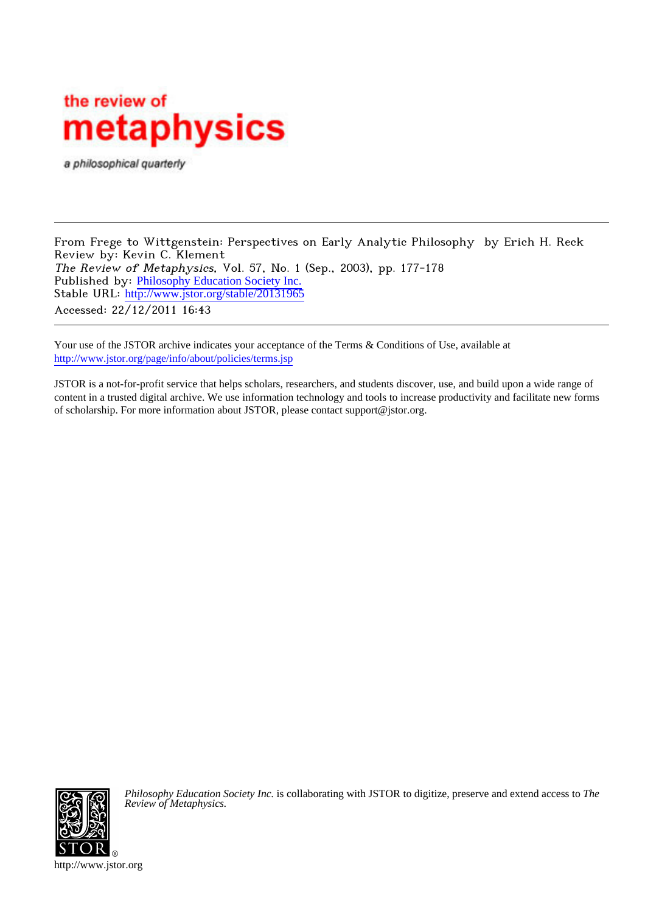the review of
# metaphysics

*a philosophical quarterly*

---

From Frege to Wittgenstein: Perspectives on Early Analytic Philosophy by Erich H. Reck
Review by: Kevin C. Klement
*The Review of Metaphysics*, Vol. 57, No. 1 (Sep., 2003), pp. 177-178
Published by: Philosophy Education Society Inc.
Stable URL: http://www.jstor.org/stable/20131965
Accessed: 22/12/2011 16:43

---

Your use of the JSTOR archive indicates your acceptance of the Terms & Conditions of Use, available at
http://www.jstor.org/page/info/about/policies/terms.jsp

JSTOR is a not-for-profit service that helps scholars, researchers, and students discover, use, and build upon a wide range of content in a trusted digital archive. We use information technology and tools to increase productivity and facilitate new forms of scholarship. For more information about JSTOR, please contact support@jstor.org.

*Philosophy Education Society Inc.* is collaborating with JSTOR to digitize, preserve and extend access to *The Review of Metaphysics.*

http://www.jstor.org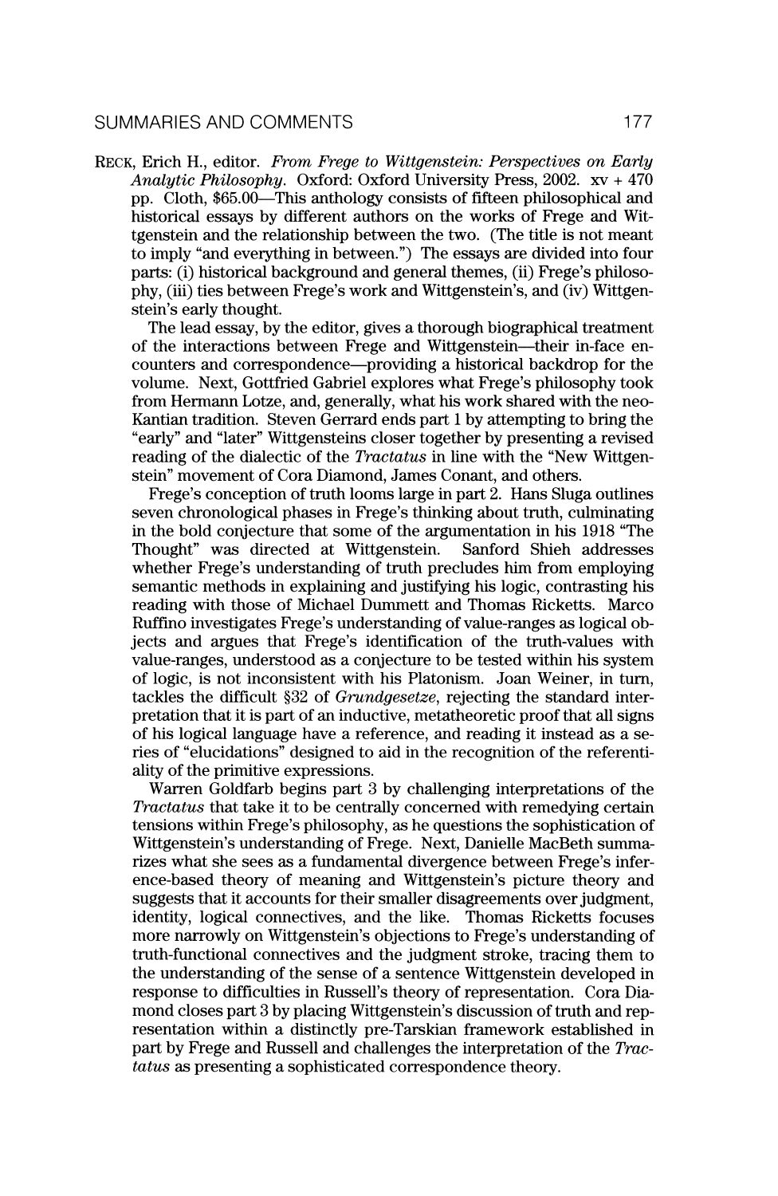RECK, Erich H., editor. *From Frege to Wittgenstein: Perspectives on Early Analytic Philosophy*. Oxford: Oxford University Press, 2002. xv + 470 pp. Cloth, $65.00—This anthology consists of fifteen philosophical and historical essays by different authors on the works of Frege and Wittgenstein and the relationship between the two. (The title is not meant to imply "and everything in between.") The essays are divided into four parts: (i) historical background and general themes, (ii) Frege's philosophy, (iii) ties between Frege's work and Wittgenstein's, and (iv) Wittgenstein's early thought.

The lead essay, by the editor, gives a thorough biographical treatment of the interactions between Frege and Wittgenstein—their in-face encounters and correspondence—providing a historical backdrop for the volume. Next, Gottfried Gabriel explores what Frege's philosophy took from Hermann Lotze, and, generally, what his work shared with the neo-Kantian tradition. Steven Gerrard ends part 1 by attempting to bring the "early" and "later" Wittgensteins closer together by presenting a revised reading of the dialectic of the *Tractatus* in line with the "New Wittgenstein" movement of Cora Diamond, James Conant, and others.

Frege's conception of truth looms large in part 2. Hans Sluga outlines seven chronological phases in Frege's thinking about truth, culminating in the bold conjecture that some of the argumentation in his 1918 "The Thought" was directed at Wittgenstein. Sanford Shieh addresses whether Frege's understanding of truth precludes him from employing semantic methods in explaining and justifying his logic, contrasting his reading with those of Michael Dummett and Thomas Ricketts. Marco Ruffino investigates Frege's understanding of value-ranges as logical objects and argues that Frege's identification of the truth-values with value-ranges, understood as a conjecture to be tested within his system of logic, is not inconsistent with his Platonism. Joan Weiner, in turn, tackles the difficult §32 of *Grundgesetze*, rejecting the standard interpretation that it is part of an inductive, metatheoretic proof that all signs of his logical language have a reference, and reading it instead as a series of "elucidations" designed to aid in the recognition of the referentiality of the primitive expressions.

Warren Goldfarb begins part 3 by challenging interpretations of the *Tractatus* that take it to be centrally concerned with remedying certain tensions within Frege's philosophy, as he questions the sophistication of Wittgenstein's understanding of Frege. Next, Danielle MacBeth summarizes what she sees as a fundamental divergence between Frege's inference-based theory of meaning and Wittgenstein's picture theory and suggests that it accounts for their smaller disagreements over judgment, identity, logical connectives, and the like. Thomas Ricketts focuses more narrowly on Wittgenstein's objections to Frege's understanding of truth-functional connectives and the judgment stroke, tracing them to the understanding of the sense of a sentence Wittgenstein developed in response to difficulties in Russell's theory of representation. Cora Diamond closes part 3 by placing Wittgenstein's discussion of truth and representation within a distinctly pre-Tarskian framework established in part by Frege and Russell and challenges the interpretation of the *Tractatus* as presenting a sophisticated correspondence theory.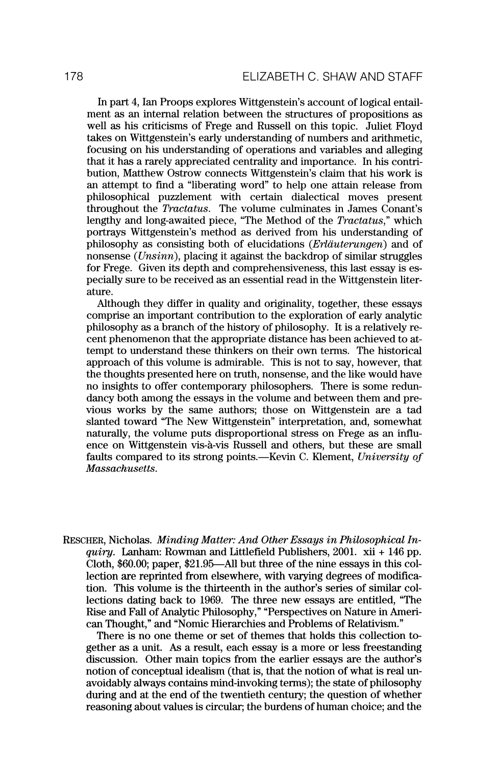In part 4, Ian Proops explores Wittgenstein's account of logical entailment as an internal relation between the structures of propositions as well as his criticisms of Frege and Russell on this topic. Juliet Floyd takes on Wittgenstein's early understanding of numbers and arithmetic, focusing on his understanding of operations and variables and alleging that it has a rarely appreciated centrality and importance. In his contribution, Matthew Ostrow connects Wittgenstein's claim that his work is an attempt to find a "liberating word" to help one attain release from philosophical puzzlement with certain dialectical moves present throughout the *Tractatus*. The volume culminates in James Conant's lengthy and long-awaited piece, "The Method of the *Tractatus*," which portrays Wittgenstein's method as derived from his understanding of philosophy as consisting both of elucidations (*Erläuterungen*) and of nonsense (*Unsinn*), placing it against the backdrop of similar struggles for Frege. Given its depth and comprehensiveness, this last essay is especially sure to be received as an essential read in the Wittgenstein literature.

Although they differ in quality and originality, together, these essays comprise an important contribution to the exploration of early analytic philosophy as a branch of the history of philosophy. It is a relatively recent phenomenon that the appropriate distance has been achieved to attempt to understand these thinkers on their own terms. The historical approach of this volume is admirable. This is not to say, however, that the thoughts presented here on truth, nonsense, and the like would have no insights to offer contemporary philosophers. There is some redundancy both among the essays in the volume and between them and previous works by the same authors; those on Wittgenstein are a tad slanted toward "The New Wittgenstein" interpretation, and, somewhat naturally, the volume puts disproportional stress on Frege as an influence on Wittgenstein vis-à-vis Russell and others, but these are small faults compared to its strong points.—Kevin C. Klement, *University of Massachusetts*.

RESCHER, Nicholas. *Minding Matter: And Other Essays in Philosophical Inquiry*. Lanham: Rowman and Littlefield Publishers, 2001. xii + 146 pp. Cloth, $60.00; paper, $21.95—All but three of the nine essays in this collection are reprinted from elsewhere, with varying degrees of modification. This volume is the thirteenth in the author's series of similar collections dating back to 1969. The three new essays are entitled, "The Rise and Fall of Analytic Philosophy," "Perspectives on Nature in American Thought," and "Nomic Hierarchies and Problems of Relativism."

There is no one theme or set of themes that holds this collection together as a unit. As a result, each essay is a more or less freestanding discussion. Other main topics from the earlier essays are the author's notion of conceptual idealism (that is, that the notion of what is real unavoidably always contains mind-invoking terms); the state of philosophy during and at the end of the twentieth century; the question of whether reasoning about values is circular; the burdens of human choice; and the